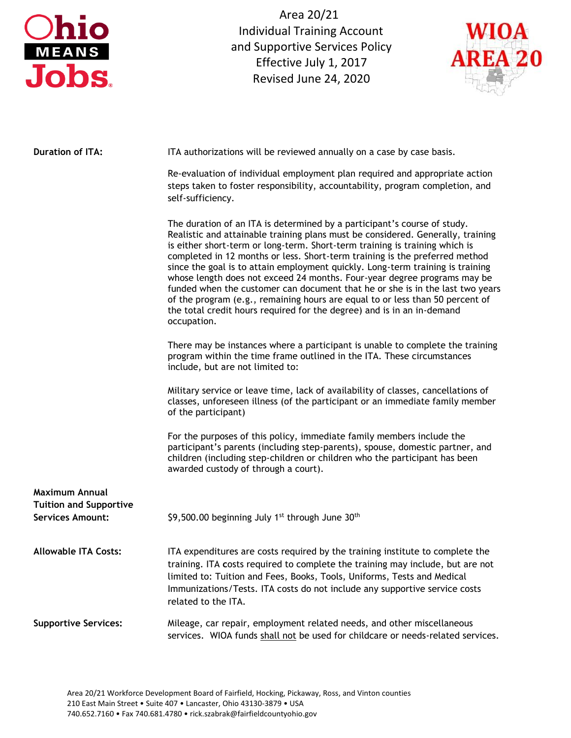# Area 20/21 Individual Training Account and Supportive Services Policy

Effective July 1, 2017
Revised June 24, 2020

**Duration of ITA:**

ITA authorizations will be reviewed annually on a case by case basis.

Re-evaluation of individual employment plan required and appropriate action steps taken to foster responsibility, accountability, program completion, and self-sufficiency.

The duration of an ITA is determined by a participant's course of study. Realistic and attainable training plans must be considered. Generally, training is either short-term or long-term. Short-term training is training which is completed in 12 months or less. Short-term training is the preferred method since the goal is to attain employment quickly. Long-term training is training whose length does not exceed 24 months. Four-year degree programs may be funded when the customer can document that he or she is in the last two years of the program (e.g., remaining hours are equal to or less than 50 percent of the total credit hours required for the degree) and is in an in-demand occupation.

There may be instances where a participant is unable to complete the training program within the time frame outlined in the ITA. These circumstances include, but are not limited to:

Military service or leave time, lack of availability of classes, cancellations of classes, unforeseen illness (of the participant or an immediate family member of the participant)

For the purposes of this policy, immediate family members include the participant's parents (including step-parents), spouse, domestic partner, and children (including step-children or children who the participant has been awarded custody of through a court).

**Maximum Annual Tuition and Supportive Services Amount:**

$9,500.00 beginning July 1st through June 30th

**Allowable ITA Costs:**

ITA expenditures are costs required by the training institute to complete the training. ITA costs required to complete the training may include, but are not limited to: Tuition and Fees, Books, Tools, Uniforms, Tests and Medical Immunizations/Tests. ITA costs do not include any supportive service costs related to the ITA.

**Supportive Services:**

Mileage, car repair, employment related needs, and other miscellaneous services. WIOA funds shall not be used for childcare or needs-related services.

Area 20/21 Workforce Development Board of Fairfield, Hocking, Pickaway, Ross, and Vinton counties
210 East Main Street • Suite 407 • Lancaster, Ohio 43130-3879 • USA
740.652.7160 • Fax 740.681.4780 • rick.szabrak@fairfieldcountyohio.gov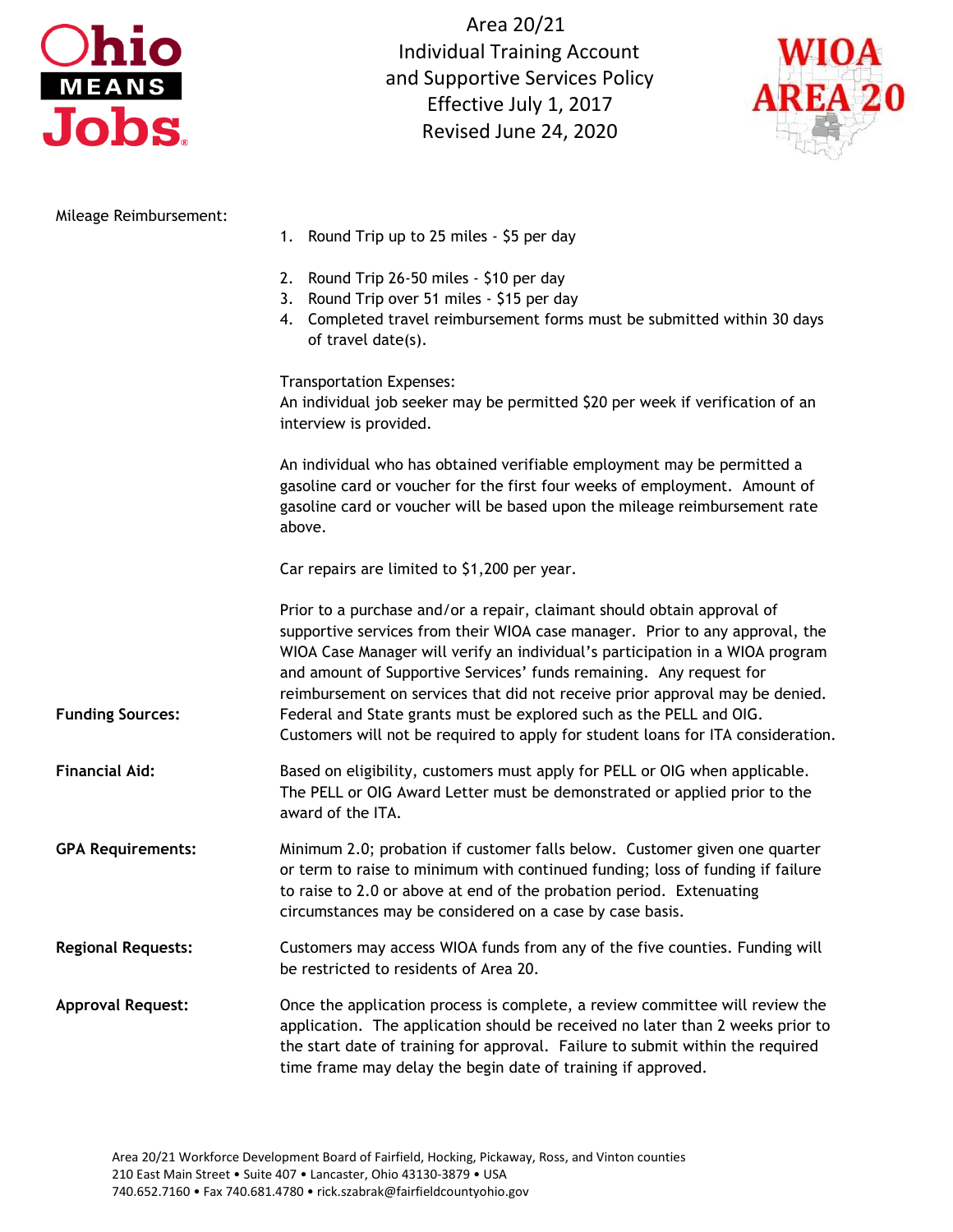Mileage Reimbursement:

1. Round Trip up to 25 miles - $5 per day
2. Round Trip 26-50 miles - $10 per day
3. Round Trip over 51 miles - $15 per day
4. Completed travel reimbursement forms must be submitted within 30 days of travel date(s).

Transportation Expenses:
An individual job seeker may be permitted $20 per week if verification of an interview is provided.

An individual who has obtained verifiable employment may be permitted a gasoline card or voucher for the first four weeks of employment. Amount of gasoline card or voucher will be based upon the mileage reimbursement rate above.

Car repairs are limited to $1,200 per year.

Prior to a purchase and/or a repair, claimant should obtain approval of supportive services from their WIOA case manager. Prior to any approval, the WIOA Case Manager will verify an individual's participation in a WIOA program and amount of Supportive Services' funds remaining. Any request for reimbursement on services that did not receive prior approval may be denied.

**Funding Sources:** Federal and State grants must be explored such as the PELL and OIG. Customers will not be required to apply for student loans for ITA consideration.

**Financial Aid:** Based on eligibility, customers must apply for PELL or OIG when applicable. The PELL or OIG Award Letter must be demonstrated or applied prior to the award of the ITA.

**GPA Requirements:** Minimum 2.0; probation if customer falls below. Customer given one quarter or term to raise to minimum with continued funding; loss of funding if failure to raise to 2.0 or above at end of the probation period. Extenuating circumstances may be considered on a case by case basis.

**Regional Requests:** Customers may access WIOA funds from any of the five counties. Funding will be restricted to residents of Area 20.

**Approval Request:** Once the application process is complete, a review committee will review the application. The application should be received no later than 2 weeks prior to the start date of training for approval. Failure to submit within the required time frame may delay the begin date of training if approved.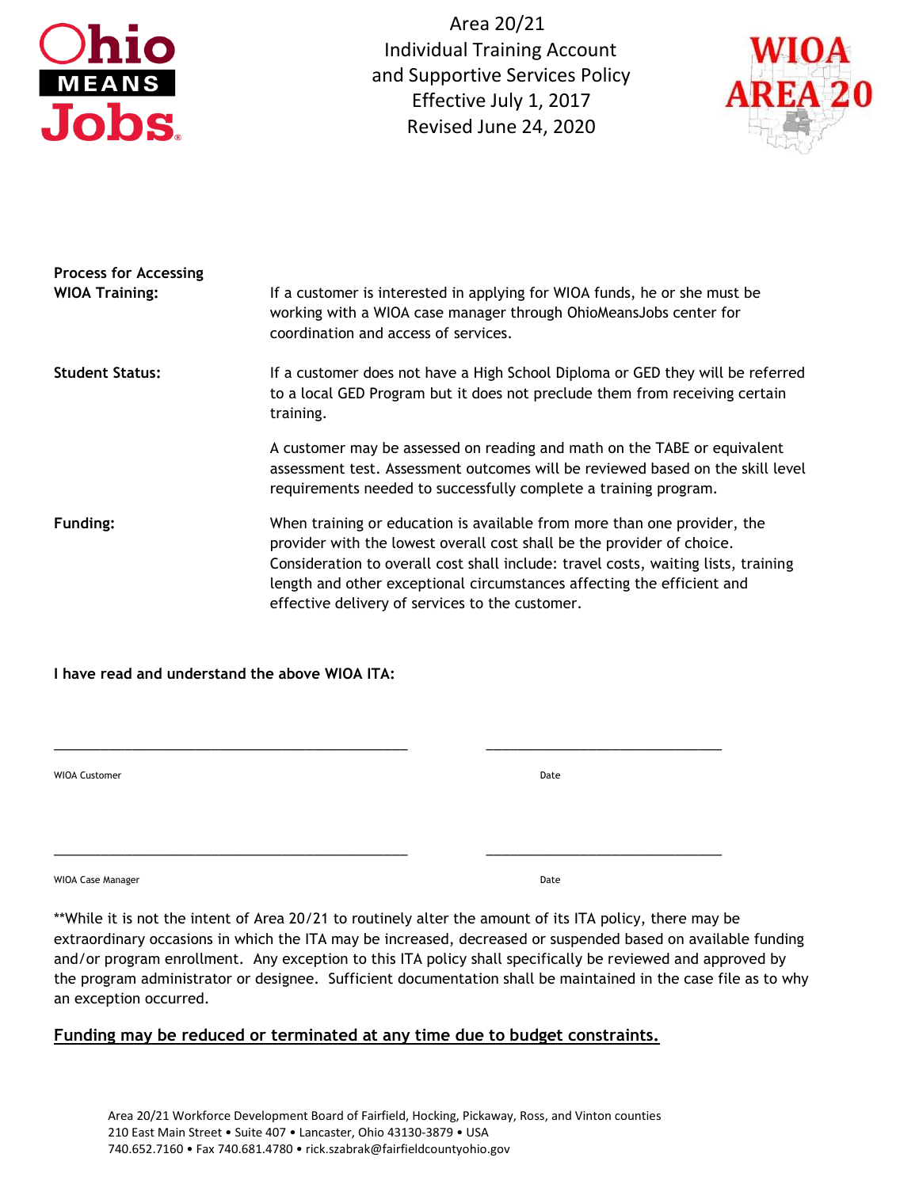Area 20/21
Individual Training Account
and Supportive Services Policy
Effective July 1, 2017
Revised June 24, 2020

**Process for Accessing WIOA Training:** If a customer is interested in applying for WIOA funds, he or she must be working with a WIOA case manager through OhioMeansJobs center for coordination and access of services.

**Student Status:** If a customer does not have a High School Diploma or GED they will be referred to a local GED Program but it does not preclude them from receiving certain training.

A customer may be assessed on reading and math on the TABE or equivalent assessment test. Assessment outcomes will be reviewed based on the skill level requirements needed to successfully complete a training program.

**Funding:** When training or education is available from more than one provider, the provider with the lowest overall cost shall be the provider of choice. Consideration to overall cost shall include: travel costs, waiting lists, training length and other exceptional circumstances affecting the efficient and effective delivery of services to the customer.

**I have read and understand the above WIOA ITA:**

_______________________________________________ _______________________________

WIOA Customer Date

_______________________________________________ _______________________________

WIOA Case Manager Date

**While it is not the intent of Area 20/21 to routinely alter the amount of its ITA policy, there may be extraordinary occasions in which the ITA may be increased, decreased or suspended based on available funding and/or program enrollment. Any exception to this ITA policy shall specifically be reviewed and approved by the program administrator or designee. Sufficient documentation shall be maintained in the case file as to why an exception occurred.

**<u>Funding may be reduced or terminated at any time due to budget constraints.</u>**

Area 20/21 Workforce Development Board of Fairfield, Hocking, Pickaway, Ross, and Vinton counties
210 East Main Street • Suite 407 • Lancaster, Ohio 43130-3879 • USA
740.652.7160 • Fax 740.681.4780 • rick.szabrak@fairfieldcountyohio.gov